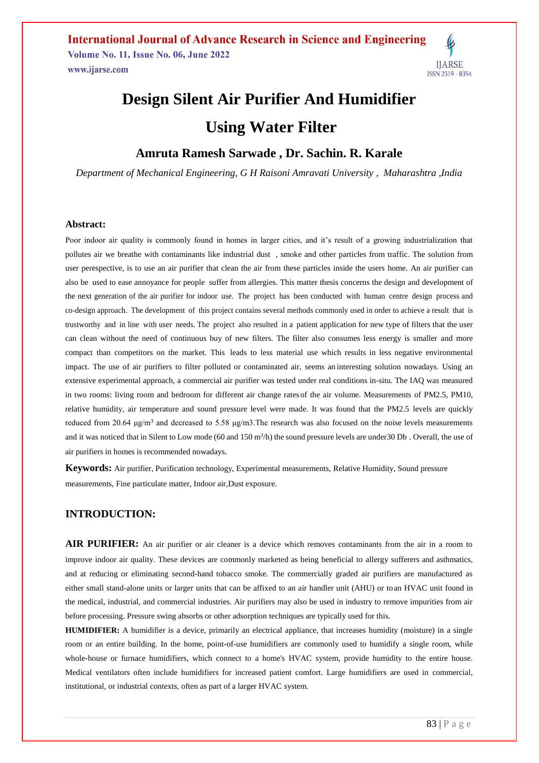# Design Silent Air Purifier And Humidifier Using Water Filter

## Amruta Ramesh Sarwade , Dr. Sachin. R. Karale

*Department of Mechanical Engineering, G H Raisoni Amravati University , Maharashtra ,India*

### Abstract:

Poor indoor air quality is commonly found in homes in larger cities, and it's result of a growing industrialization that pollutes air we breathe with contaminants like industrial dust , smoke and other particles from traffic. The solution from user perespective, is to use an air purifier that clean the air from these particles inside the users home. An air purifier can also be used to ease annoyance for people suffer from allergies. This matter thesis concerns the design and development of the next generation of the air purifier for indoor use. The project has been conducted with human centre design process and co-design approach. The development of this project contains several methods commonly used in order to achieve a result that is trustworthy and in line with user needs. The project also resulted in a patient application for new type of filters that the user can clean without the need of continuous buy of new filters. The filter also consumes less energy is smaller and more compact than competitors on the market. This leads to less material use which results in less negative environmental impact. The use of air purifiers to filter polluted or contaminated air, seems an interesting solution nowadays. Using an extensive experimental approach, a commercial air purifier was tested under real conditions in-situ. The IAQ was measured in two rooms: living room and bedroom for different air change rates of the air volume. Measurements of PM2.5, PM10, relative humidity, air temperature and sound pressure level were made. It was found that the PM2.5 levels are quickly reduced from 20.64 $\mu g/m^3$ and decreased to 5.58 μg/m3.The research was also focused on the noise levels measurements and it was noticed that in Silent to Low mode (60 and 150 $m^3/h$) the sound pressure levels are under30 Db . Overall, the use of air purifiers in homes is recommended nowadays.

**Keywords:** Air purifier, Purification technology, Experimental measurements, Relative Humidity, Sound pressure measurements, Fine particulate matter, Indoor air,Dust exposure.

## INTRODUCTION:

**AIR PURIFIER:** An air purifier or air cleaner is a device which removes contaminants from the air in a room to improve indoor air quality. These devices are commonly marketed as being beneficial to allergy sufferers and asthmatics, and at reducing or eliminating second-hand tobacco smoke. The commercially graded air purifiers are manufactured as either small stand-alone units or larger units that can be affixed to an air handler unit (AHU) or toan HVAC unit found in the medical, industrial, and commercial industries. Air purifiers may also be used in industry to remove impurities from air before processing. Pressure swing absorbs or other adsorption techniques are typically used for this.

**HUMIDIFIER:** A humidifier is a device, primarily an electrical appliance, that increases humidity (moisture) in a single room or an entire building. In the home, point-of-use humidifiers are commonly used to humidify a single room, while whole-house or furnace humidifiers, which connect to a home's HVAC system, provide humidity to the entire house. Medical ventilators often include humidifiers for increased patient comfort. Large humidifiers are used in commercial, institutional, or industrial contexts, often as part of a larger HVAC system.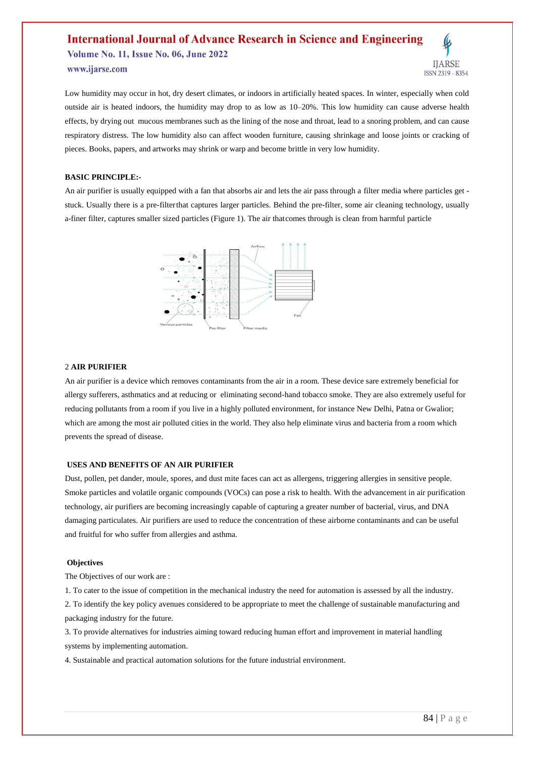Low humidity may occur in hot, dry desert climates, or indoors in artificially heated spaces. In winter, especially when cold outside air is heated indoors, the humidity may drop to as low as 10–20%. This low humidity can cause adverse health effects, by drying out mucous membranes such as the lining of the nose and throat, lead to a snoring problem, and can cause respiratory distress. The low humidity also can affect wooden furniture, causing shrinkage and loose joints or cracking of pieces. Books, papers, and artworks may shrink or warp and become brittle in very low humidity.

**BASIC PRINCIPLE:-**

An air purifier is usually equipped with a fan that absorbs air and lets the air pass through a filter media where particles get -stuck. Usually there is a pre-filterthat captures larger particles. Behind the pre-filter, some air cleaning technology, usually a-finer filter, captures smaller sized particles (Figure 1). The air thatcomes through is clean from harmful particle

## 2 AIR PURIFIER

An air purifier is a device which removes contaminants from the air in a room. These device sare extremely beneficial for allergy sufferers, asthmatics and at reducing or eliminating second-hand tobacco smoke. They are also extremely useful for reducing pollutants from a room if you live in a highly polluted environment, for instance New Delhi, Patna or Gwalior; which are among the most air polluted cities in the world. They also help eliminate virus and bacteria from a room which prevents the spread of disease.

## USES AND BENEFITS OF AN AIR PURIFIER

Dust, pollen, pet dander, moule, spores, and dust mite faces can act as allergens, triggering allergies in sensitive people. Smoke particles and volatile organic compounds (VOCs) can pose a risk to health. With the advancement in air purification technology, air purifiers are becoming increasingly capable of capturing a greater number of bacterial, virus, and DNA damaging particulates. Air purifiers are used to reduce the concentration of these airborne contaminants and can be useful and fruitful for who suffer from allergies and asthma.

## Objectives

The Objectives of our work are :

1. To cater to the issue of competition in the mechanical industry the need for automation is assessed by all the industry.
2. To identify the key policy avenues considered to be appropriate to meet the challenge of sustainable manufacturing and packaging industry for the future.
3. To provide alternatives for industries aiming toward reducing human effort and improvement in material handling systems by implementing automation.
4. Sustainable and practical automation solutions for the future industrial environment.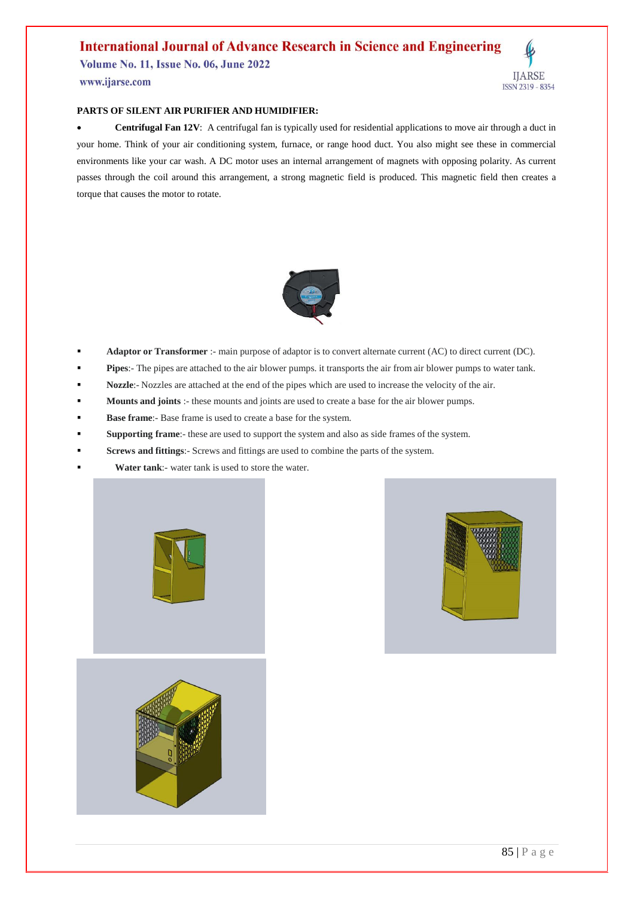**PARTS OF SILENT AIR PURIFIER AND HUMIDIFIER:**

- **Centrifugal Fan 12V**: A centrifugal fan is typically used for residential applications to move air through a duct in your home. Think of your air conditioning system, furnace, or range hood duct. You also might see these in commercial environments like your car wash. A DC motor uses an internal arrangement of magnets with opposing polarity. As current passes through the coil around this arrangement, a strong magnetic field is produced. This magnetic field then creates a torque that causes the motor to rotate.

- **Adaptor or Transformer** :- main purpose of adaptor is to convert alternate current (AC) to direct current (DC).
- **Pipes**:- The pipes are attached to the air blower pumps. it transports the air from air blower pumps to water tank.
- **Nozzle**:- Nozzles are attached at the end of the pipes which are used to increase the velocity of the air.
- **Mounts and joints** :- these mounts and joints are used to create a base for the air blower pumps.
- **Base frame**:- Base frame is used to create a base for the system.
- **Supporting frame**:- these are used to support the system and also as side frames of the system.
- **Screws and fittings**:- Screws and fittings are used to combine the parts of the system.
- **Water tank**:- water tank is used to store the water.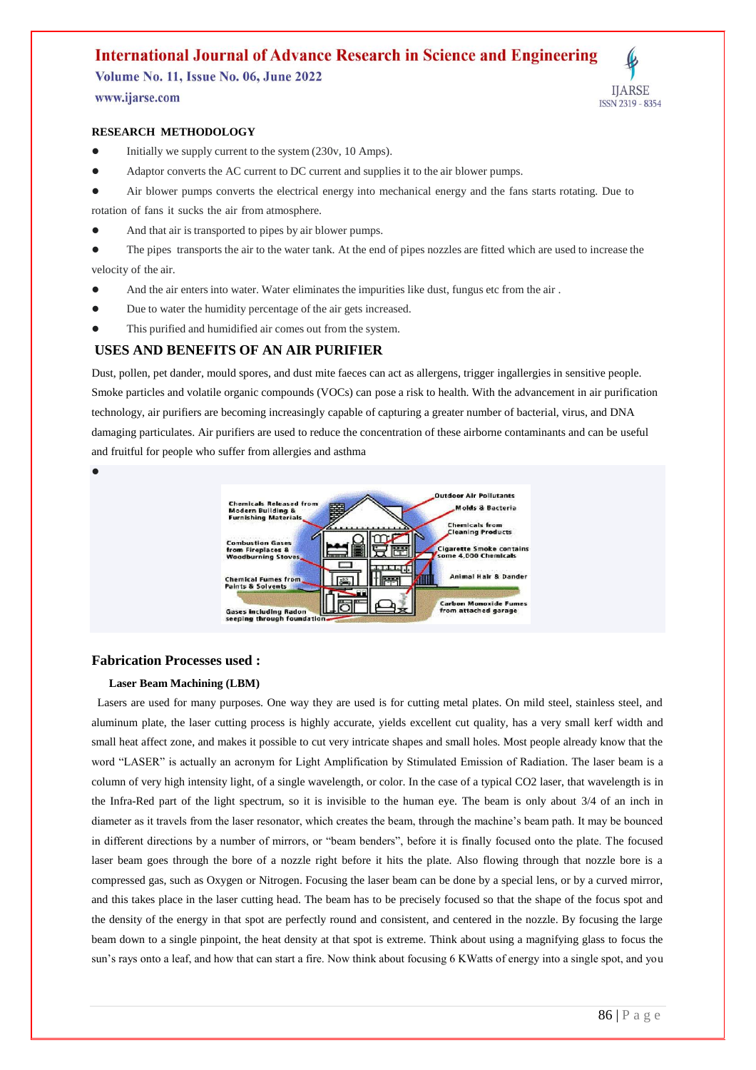**RESEARCH METHODOLOGY**

- Initially we supply current to the system (230v, 10 Amps).
- Adaptor converts the AC current to DC current and supplies it to the air blower pumps.
- Air blower pumps converts the electrical energy into mechanical energy and the fans starts rotating. Due to rotation of fans it sucks the air from atmosphere.
- And that air is transported to pipes by air blower pumps.
- The pipes transports the air to the water tank. At the end of pipes nozzles are fitted which are used to increase the velocity of the air.
- And the air enters into water. Water eliminates the impurities like dust, fungus etc from the air .
- Due to water the humidity percentage of the air gets increased.
- This purified and humidified air comes out from the system.

## USES AND BENEFITS OF AN AIR PURIFIER

Dust, pollen, pet dander, mould spores, and dust mite faeces can act as allergens, trigger ingallergies in sensitive people. Smoke particles and volatile organic compounds (VOCs) can pose a risk to health. With the advancement in air purification technology, air purifiers are becoming increasingly capable of capturing a greater number of bacterial, virus, and DNA damaging particulates. Air purifiers are used to reduce the concentration of these airborne contaminants and can be useful and fruitful for people who suffer from allergies and asthma

- 

## Fabrication Processes used :

### Laser Beam Machining (LBM)

Lasers are used for many purposes. One way they are used is for cutting metal plates. On mild steel, stainless steel, and aluminum plate, the laser cutting process is highly accurate, yields excellent cut quality, has a very small kerf width and small heat affect zone, and makes it possible to cut very intricate shapes and small holes. Most people already know that the word "LASER" is actually an acronym for Light Amplification by Stimulated Emission of Radiation. The laser beam is a column of very high intensity light, of a single wavelength, or color. In the case of a typical $CO_2$ laser, that wavelength is in the Infra-Red part of the light spectrum, so it is invisible to the human eye. The beam is only about 3/4 of an inch in diameter as it travels from the laser resonator, which creates the beam, through the machine's beam path. It may be bounced in different directions by a number of mirrors, or "beam benders", before it is finally focused onto the plate. The focused laser beam goes through the bore of a nozzle right before it hits the plate. Also flowing through that nozzle bore is a compressed gas, such as Oxygen or Nitrogen. Focusing the laser beam can be done by a special lens, or by a curved mirror, and this takes place in the laser cutting head. The beam has to be precisely focused so that the shape of the focus spot and the density of the energy in that spot are perfectly round and consistent, and centered in the nozzle. By focusing the large beam down to a single pinpoint, the heat density at that spot is extreme. Think about using a magnifying glass to focus the sun's rays onto a leaf, and how that can start a fire. Now think about focusing 6 KWatts of energy into a single spot, and you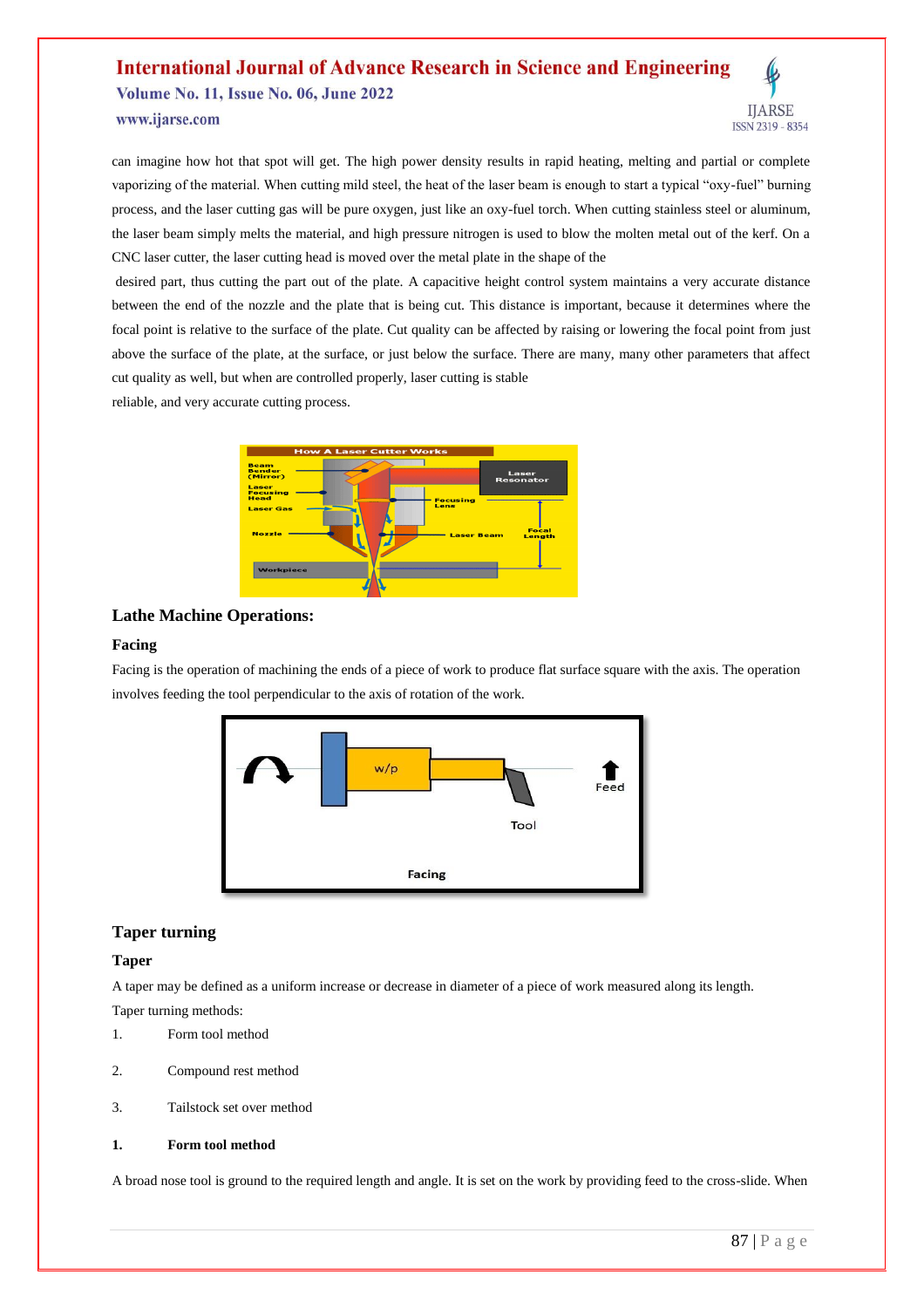can imagine how hot that spot will get. The high power density results in rapid heating, melting and partial or complete vaporizing of the material. When cutting mild steel, the heat of the laser beam is enough to start a typical "oxy-fuel" burning process, and the laser cutting gas will be pure oxygen, just like an oxy-fuel torch. When cutting stainless steel or aluminum, the laser beam simply melts the material, and high pressure nitrogen is used to blow the molten metal out of the kerf. On a CNC laser cutter, the laser cutting head is moved over the metal plate in the shape of the

desired part, thus cutting the part out of the plate. A capacitive height control system maintains a very accurate distance between the end of the nozzle and the plate that is being cut. This distance is important, because it determines where the focal point is relative to the surface of the plate. Cut quality can be affected by raising or lowering the focal point from just above the surface of the plate, at the surface, or just below the surface. There are many, many other parameters that affect cut quality as well, but when are controlled properly, laser cutting is stable

reliable, and very accurate cutting process.

## Lathe Machine Operations:

### Facing

Facing is the operation of machining the ends of a piece of work to produce flat surface square with the axis. The operation involves feeding the tool perpendicular to the axis of rotation of the work.

## Taper turning

### Taper

A taper may be defined as a uniform increase or decrease in diameter of a piece of work measured along its length.

Taper turning methods:

1. Form tool method
2. Compound rest method
3. Tailstock set over method

**1. Form tool method**

A broad nose tool is ground to the required length and angle. It is set on the work by providing feed to the cross-slide. When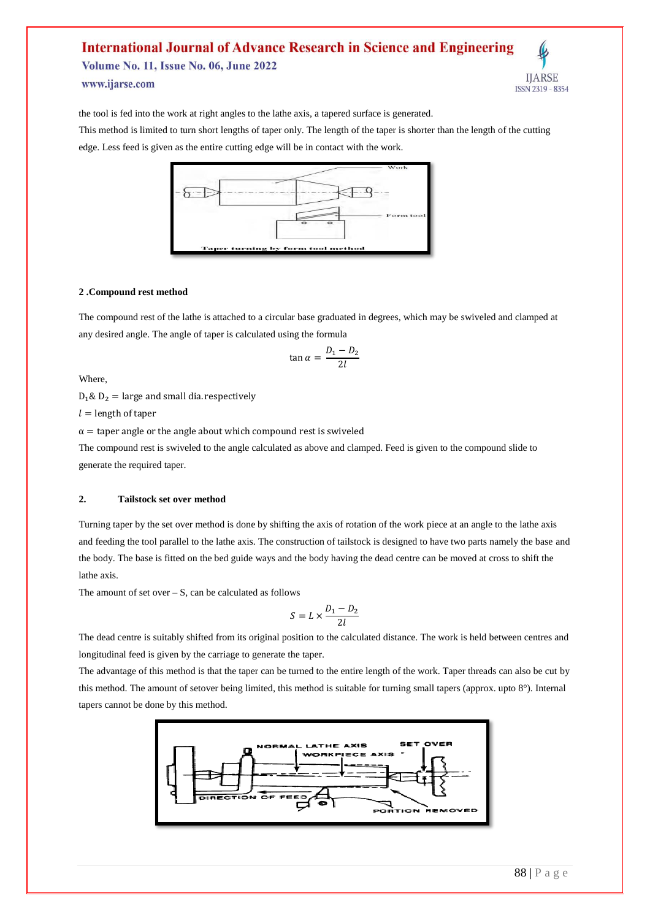the tool is fed into the work at right angles to the lathe axis, a tapered surface is generated.

This method is limited to turn short lengths of taper only. The length of the taper is shorter than the length of the cutting edge. Less feed is given as the entire cutting edge will be in contact with the work.

**2 .Compound rest method**

The compound rest of the lathe is attached to a circular base graduated in degrees, which may be swiveled and clamped at any desired angle. The angle of taper is calculated using the formula

$$\tan \alpha = \frac{D_1 - D_2}{2l}$$

Where,

$D_1$ & $D_2$ = large and small dia. respectively

$l$ = length of taper

$\alpha$ = taper angle or the angle about which compound rest is swiveled

The compound rest is swiveled to the angle calculated as above and clamped. Feed is given to the compound slide to generate the required taper.

**2. Tailstock set over method**

Turning taper by the set over method is done by shifting the axis of rotation of the work piece at an angle to the lathe axis and feeding the tool parallel to the lathe axis. The construction of tailstock is designed to have two parts namely the base and the body. The base is fitted on the bed guide ways and the body having the dead centre can be moved at cross to shift the lathe axis.

The amount of set over – S, can be calculated as follows

$$S = L \times \frac{D_1 - D_2}{2l}$$

The dead centre is suitably shifted from its original position to the calculated distance. The work is held between centres and longitudinal feed is given by the carriage to generate the taper.

The advantage of this method is that the taper can be turned to the entire length of the work. Taper threads can also be cut by this method. The amount of setover being limited, this method is suitable for turning small tapers (approx. upto 8°). Internal tapers cannot be done by this method.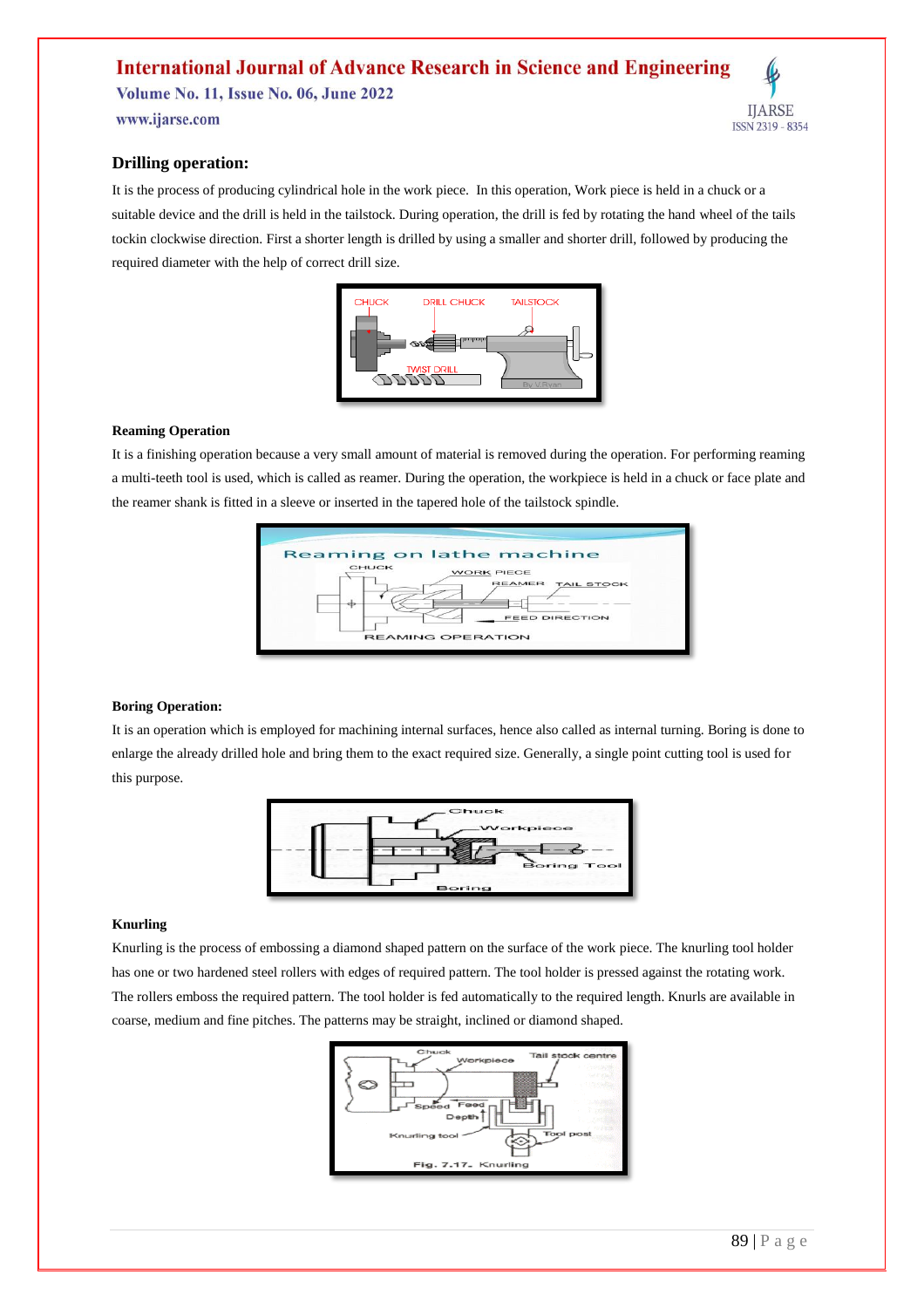## Drilling operation:

It is the process of producing cylindrical hole in the work piece. In this operation, Work piece is held in a chuck or a suitable device and the drill is held in the tailstock. During operation, the drill is fed by rotating the hand wheel of the tails tockin clockwise direction. First a shorter length is drilled by using a smaller and shorter drill, followed by producing the required diameter with the help of correct drill size.

### Reaming Operation

It is a finishing operation because a very small amount of material is removed during the operation. For performing reaming a multi-teeth tool is used, which is called as reamer. During the operation, the workpiece is held in a chuck or face plate and the reamer shank is fitted in a sleeve or inserted in the tapered hole of the tailstock spindle.

### Boring Operation:

It is an operation which is employed for machining internal surfaces, hence also called as internal turning. Boring is done to enlarge the already drilled hole and bring them to the exact required size. Generally, a single point cutting tool is used for this purpose.

### Knurling

Knurling is the process of embossing a diamond shaped pattern on the surface of the work piece. The knurling tool holder has one or two hardened steel rollers with edges of required pattern. The tool holder is pressed against the rotating work. The rollers emboss the required pattern. The tool holder is fed automatically to the required length. Knurls are available in coarse, medium and fine pitches. The patterns may be straight, inclined or diamond shaped.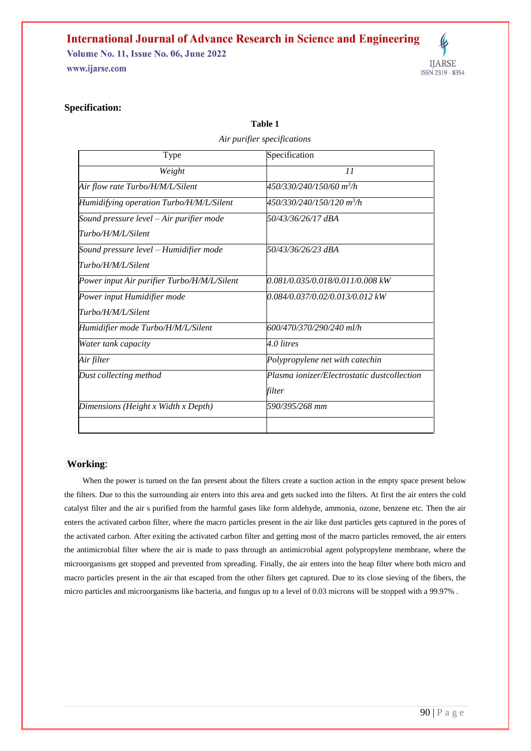**Specification:**

**Table 1**

*Air purifier specifications*

| Type | Specification |
|---|---|
| *Weight* | *11* |
| *Air flow rate Turbo/H/M/L/Silent* | *450/330/240/150/60 $m^3/h$* |
| *Humidifying operation Turbo/H/M/L/Silent* | *450/330/240/150/120 $m^3/h$* |
| *Sound pressure level – Air purifier mode Turbo/H/M/L/Silent* | *50/43/36/26/17 dBA* |
| *Sound pressure level – Humidifier mode Turbo/H/M/L/Silent* | *50/43/36/26/23 dBA* |
| *Power input Air purifier Turbo/H/M/L/Silent* | *0.081/0.035/0.018/0.011/0.008 kW* |
| *Power input Humidifier mode Turbo/H/M/L/Silent* | *0.084/0.037/0.02/0.013/0.012 kW* |
| *Humidifier mode Turbo/H/M/L/Silent* | *600/470/370/290/240 ml/h* |
| *Water tank capacity* | *4.0 litres* |
| *Air filter* | *Polypropylene net with catechin* |
| *Dust collecting method* | *Plasma ionizer/Electrostatic dustcollection filter* |
| *Dimensions (Height x Width x Depth)* | *590/395/268 mm* |
| | |

**Working**:

When the power is turned on the fan present about the filters create a suction action in the empty space present below the filters. Due to this the surrounding air enters into this area and gets sucked into the filters. At first the air enters the cold catalyst filter and the air s purified from the harmful gases like form aldehyde, ammonia, ozone, benzene etc. Then the air enters the activated carbon filter, where the macro particles present in the air like dust particles gets captured in the pores of the activated carbon. After exiting the activated carbon filter and getting most of the macro particles removed, the air enters the antimicrobial filter where the air is made to pass through an antimicrobial agent polypropylene membrane, where the microorganisms get stopped and prevented from spreading. Finally, the air enters into the heap filter where both micro and macro particles present in the air that escaped from the other filters get captured. Due to its close sieving of the fibers, the micro particles and microorganisms like bacteria, and fungus up to a level of 0.03 microns will be stopped with a 99.97% .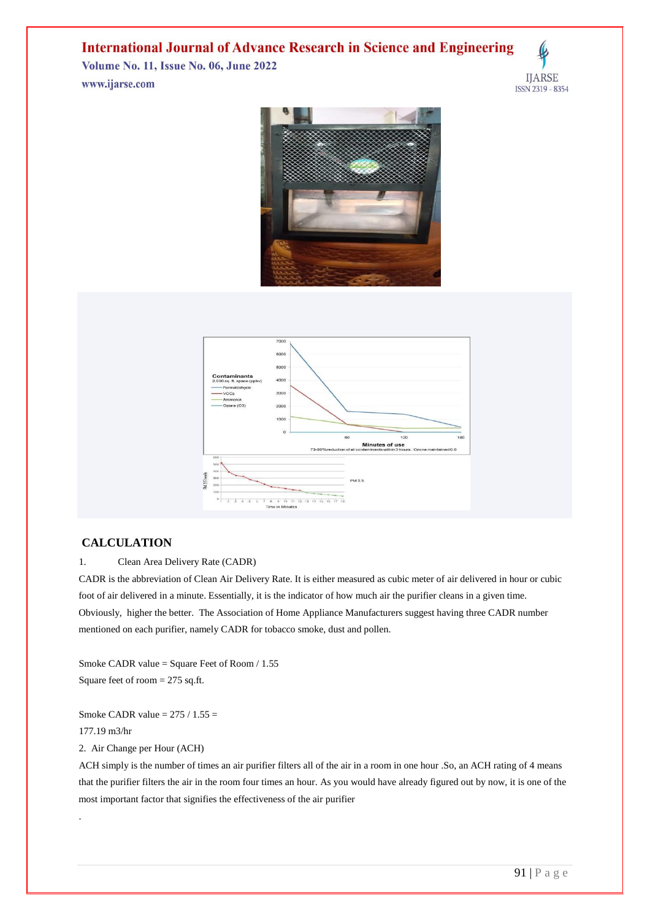## CALCULATION

1. Clean Area Delivery Rate (CADR)

CADR is the abbreviation of Clean Air Delivery Rate. It is either measured as cubic meter of air delivered in hour or cubic foot of air delivered in a minute. Essentially, it is the indicator of how much air the purifier cleans in a given time. Obviously, higher the better. The Association of Home Appliance Manufacturers suggest having three CADR number mentioned on each purifier, namely CADR for tobacco smoke, dust and pollen.

Smoke CADR value = Square Feet of Room / 1.55

Square feet of room = 275 sq.ft.

Smoke CADR value = 275 / 1.55 =

177.19 m3/hr

2. Air Change per Hour (ACH)

ACH simply is the number of times an air purifier filters all of the air in a room in one hour .So, an ACH rating of 4 means that the purifier filters the air in the room four times an hour. As you would have already figured out by now, it is one of the most important factor that signifies the effectiveness of the air purifier

.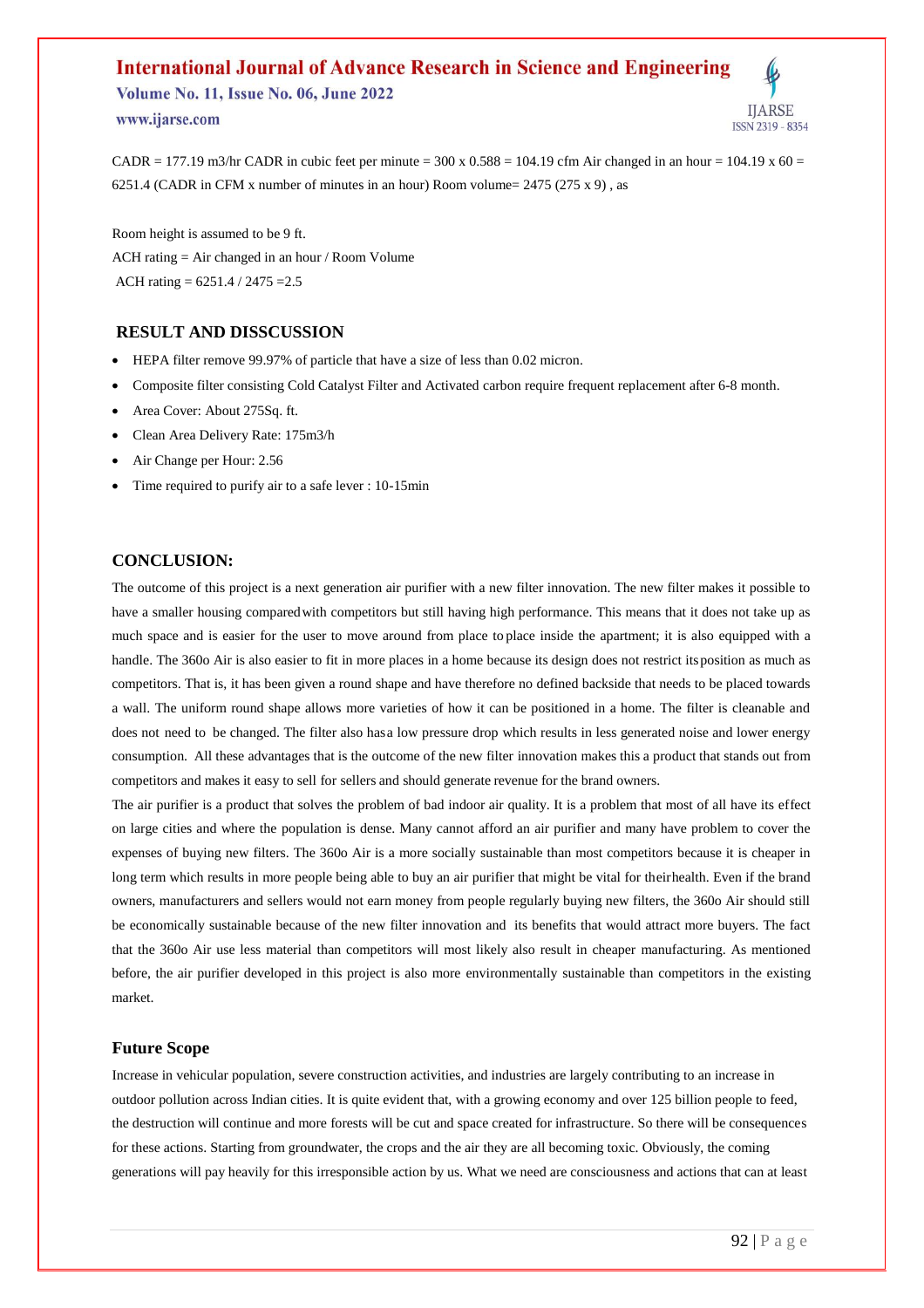CADR = 177.19 m3/hr CADR in cubic feet per minute = 300 x 0.588 = 104.19 cfm Air changed in an hour = 104.19 x 60 = 6251.4 (CADR in CFM x number of minutes in an hour) Room volume= 2475 (275 x 9) , as

Room height is assumed to be 9 ft.
ACH rating = Air changed in an hour / Room Volume
ACH rating = 6251.4 / 2475 =2.5

## RESULT AND DISSCUSSION

- HEPA filter remove 99.97% of particle that have a size of less than 0.02 micron.
- Composite filter consisting Cold Catalyst Filter and Activated carbon require frequent replacement after 6-8 month.
- Area Cover: About 275Sq. ft.
- Clean Area Delivery Rate: 175m3/h
- Air Change per Hour: 2.56
- Time required to purify air to a safe lever : 10-15min

## CONCLUSION:

The outcome of this project is a next generation air purifier with a new filter innovation. The new filter makes it possible to have a smaller housing compared with competitors but still having high performance. This means that it does not take up as much space and is easier for the user to move around from place to place inside the apartment; it is also equipped with a handle. The 360o Air is also easier to fit in more places in a home because its design does not restrict its position as much as competitors. That is, it has been given a round shape and have therefore no defined backside that needs to be placed towards a wall. The uniform round shape allows more varieties of how it can be positioned in a home. The filter is cleanable and does not need to be changed. The filter also has a low pressure drop which results in less generated noise and lower energy consumption. All these advantages that is the outcome of the new filter innovation makes this a product that stands out from competitors and makes it easy to sell for sellers and should generate revenue for the brand owners.

The air purifier is a product that solves the problem of bad indoor air quality. It is a problem that most of all have its effect on large cities and where the population is dense. Many cannot afford an air purifier and many have problem to cover the expenses of buying new filters. The 360o Air is a more socially sustainable than most competitors because it is cheaper in long term which results in more people being able to buy an air purifier that might be vital for their health. Even if the brand owners, manufacturers and sellers would not earn money from people regularly buying new filters, the 360o Air should still be economically sustainable because of the new filter innovation and its benefits that would attract more buyers. The fact that the 360o Air use less material than competitors will most likely also result in cheaper manufacturing. As mentioned before, the air purifier developed in this project is also more environmentally sustainable than competitors in the existing market.

## Future Scope

Increase in vehicular population, severe construction activities, and industries are largely contributing to an increase in outdoor pollution across Indian cities. It is quite evident that, with a growing economy and over 125 billion people to feed, the destruction will continue and more forests will be cut and space created for infrastructure. So there will be consequences for these actions. Starting from groundwater, the crops and the air they are all becoming toxic. Obviously, the coming generations will pay heavily for this irresponsible action by us. What we need are consciousness and actions that can at least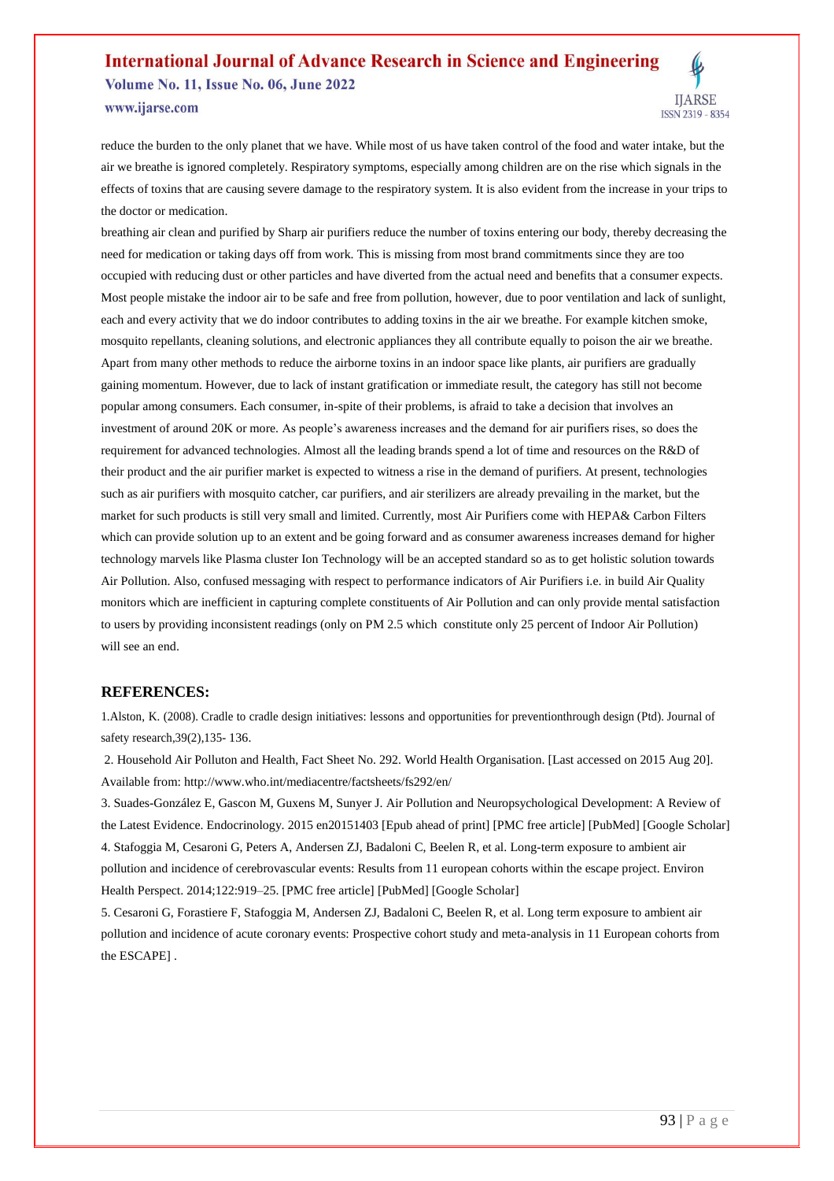reduce the burden to the only planet that we have. While most of us have taken control of the food and water intake, but the air we breathe is ignored completely. Respiratory symptoms, especially among children are on the rise which signals in the effects of toxins that are causing severe damage to the respiratory system. It is also evident from the increase in your trips to the doctor or medication.

breathing air clean and purified by Sharp air purifiers reduce the number of toxins entering our body, thereby decreasing the need for medication or taking days off from work. This is missing from most brand commitments since they are too occupied with reducing dust or other particles and have diverted from the actual need and benefits that a consumer expects. Most people mistake the indoor air to be safe and free from pollution, however, due to poor ventilation and lack of sunlight, each and every activity that we do indoor contributes to adding toxins in the air we breathe. For example kitchen smoke, mosquito repellants, cleaning solutions, and electronic appliances they all contribute equally to poison the air we breathe. Apart from many other methods to reduce the airborne toxins in an indoor space like plants, air purifiers are gradually gaining momentum. However, due to lack of instant gratification or immediate result, the category has still not become popular among consumers. Each consumer, in-spite of their problems, is afraid to take a decision that involves an investment of around 20K or more. As people's awareness increases and the demand for air purifiers rises, so does the requirement for advanced technologies. Almost all the leading brands spend a lot of time and resources on the R&D of their product and the air purifier market is expected to witness a rise in the demand of purifiers. At present, technologies such as air purifiers with mosquito catcher, car purifiers, and air sterilizers are already prevailing in the market, but the market for such products is still very small and limited. Currently, most Air Purifiers come with HEPA& Carbon Filters which can provide solution up to an extent and be going forward and as consumer awareness increases demand for higher technology marvels like Plasma cluster Ion Technology will be an accepted standard so as to get holistic solution towards Air Pollution. Also, confused messaging with respect to performance indicators of Air Purifiers i.e. in build Air Quality monitors which are inefficient in capturing complete constituents of Air Pollution and can only provide mental satisfaction to users by providing inconsistent readings (only on PM 2.5 which constitute only 25 percent of Indoor Air Pollution) will see an end.

## REFERENCES:

1.Alston, K. (2008). Cradle to cradle design initiatives: lessons and opportunities for preventionthrough design (Ptd). Journal of safety research,39(2),135- 136.

2. Household Air Polluton and Health, Fact Sheet No. 292. World Health Organisation. [Last accessed on 2015 Aug 20]. Available from: http://www.who.int/mediacentre/factsheets/fs292/en/

3. Suades-González E, Gascon M, Guxens M, Sunyer J. Air Pollution and Neuropsychological Development: A Review of the Latest Evidence. Endocrinology. 2015 en20151403 [Epub ahead of print] [PMC free article] [PubMed] [Google Scholar]

4. Stafoggia M, Cesaroni G, Peters A, Andersen ZJ, Badaloni C, Beelen R, et al. Long-term exposure to ambient air pollution and incidence of cerebrovascular events: Results from 11 european cohorts within the escape project. Environ Health Perspect. 2014;122:919–25. [PMC free article] [PubMed] [Google Scholar]

5. Cesaroni G, Forastiere F, Stafoggia M, Andersen ZJ, Badaloni C, Beelen R, et al. Long term exposure to ambient air pollution and incidence of acute coronary events: Prospective cohort study and meta-analysis in 11 European cohorts from the ESCAPE] .